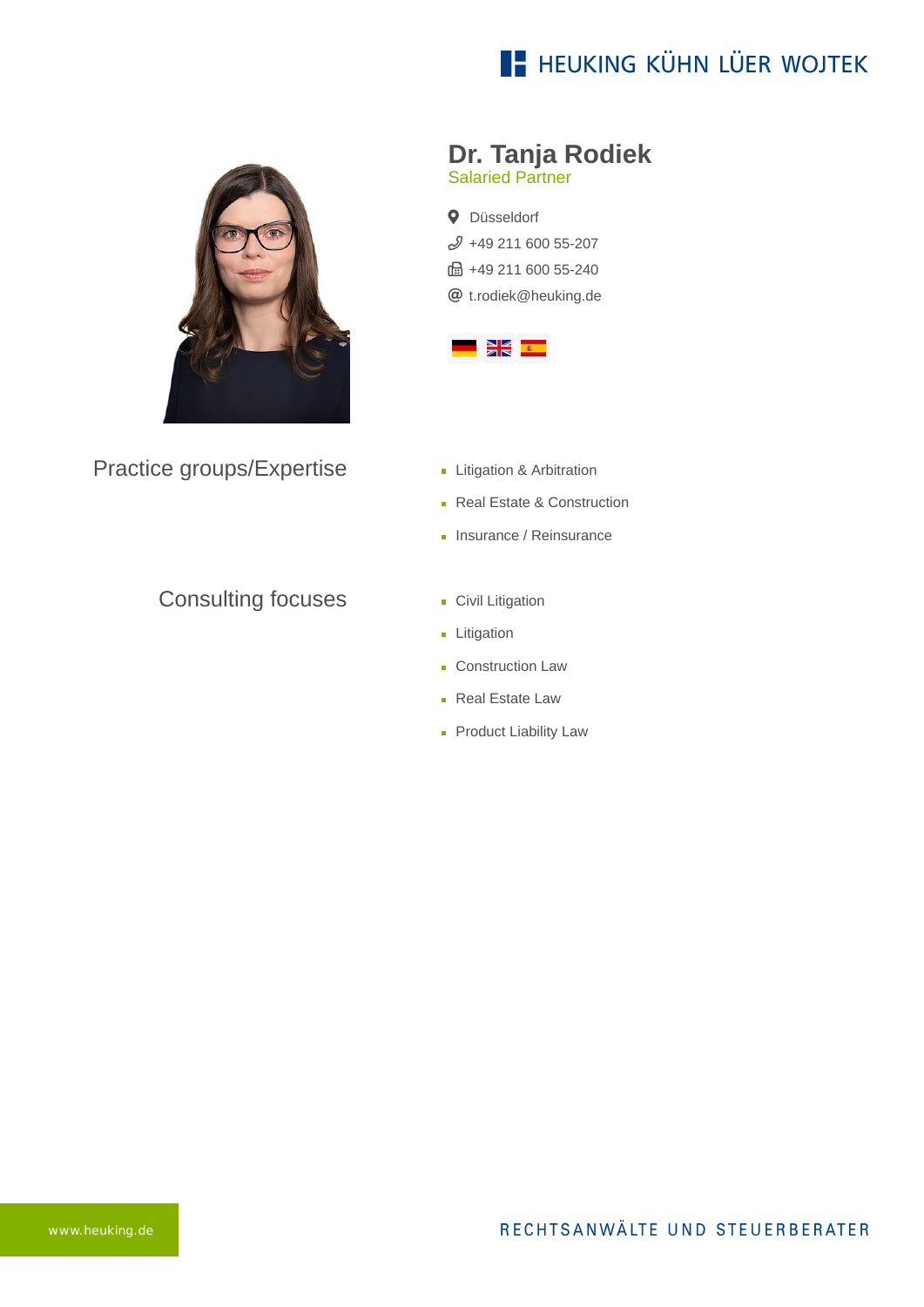HEUKING KÜHN LÜER WOJTEK

# Dr. Tanja Rodiek

Salaried Partner

Düsseldorf

+49 211 600 55-207

+49 211 600 55-240

t.rodiek@heuking.de

## Practice groups/Expertise

- Litigation & Arbitration
- Real Estate & Construction
- Insurance / Reinsurance

## Consulting focuses

- Civil Litigation
- Litigation
- Construction Law
- Real Estate Law
- Product Liability Law

www.heuking.de

RECHTSANWÄLTE UND STEUERBERATER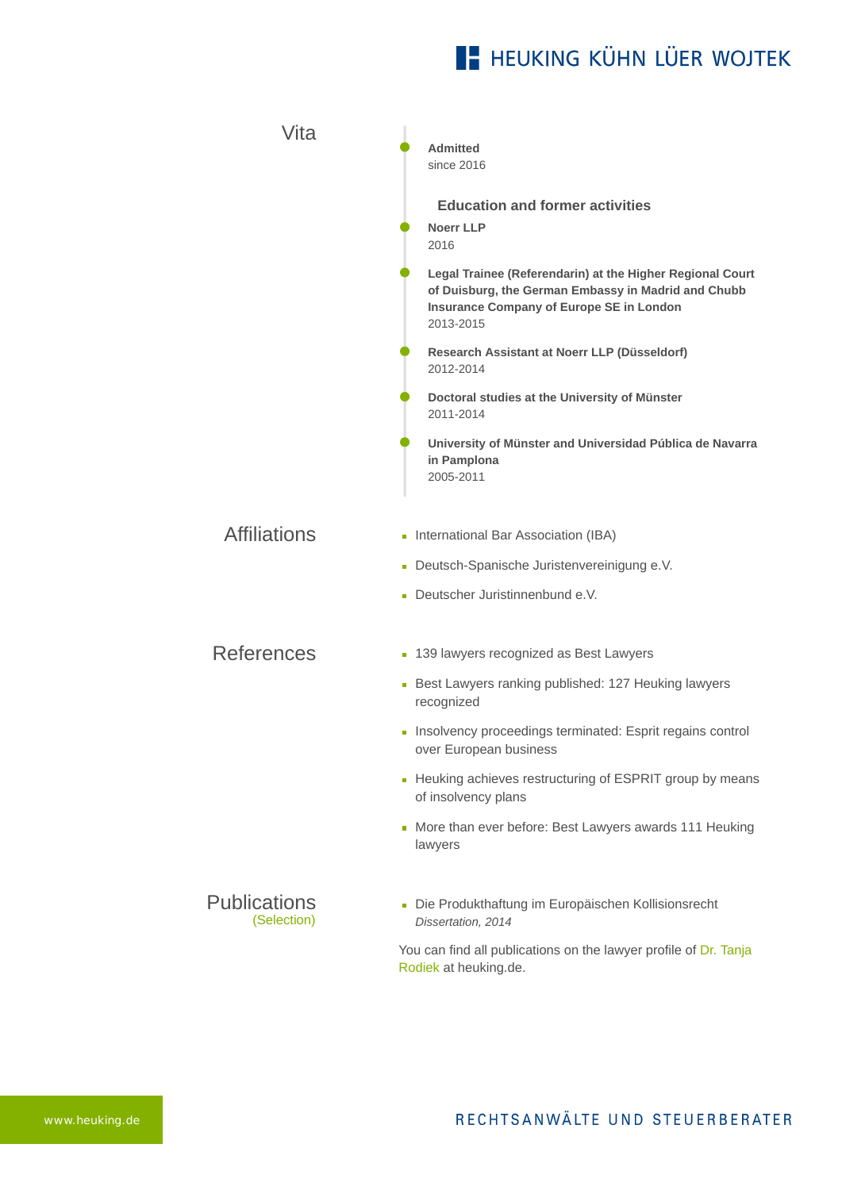## Vita

**Admitted**
since 2016

### Education and former activities

**Noerr LLP**
2016

**Legal Trainee (Referendarin) at the Higher Regional Court of Duisburg, the German Embassy in Madrid and Chubb Insurance Company of Europe SE in London**
2013-2015

**Research Assistant at Noerr LLP (Düsseldorf)**
2012-2014

**Doctoral studies at the University of Münster**
2011-2014

**University of Münster and Universidad Pública de Navarra in Pamplona**
2005-2011

## Affiliations

- International Bar Association (IBA)
- Deutsch-Spanische Juristenvereinigung e.V.
- Deutscher Juristinnenbund e.V.

## References

- 139 lawyers recognized as Best Lawyers
- Best Lawyers ranking published: 127 Heuking lawyers recognized
- Insolvency proceedings terminated: Esprit regains control over European business
- Heuking achieves restructuring of ESPRIT group by means of insolvency plans
- More than ever before: Best Lawyers awards 111 Heuking lawyers

## Publications (Selection)

- Die Produkthaftung im Europäischen Kollisionsrecht
  *Dissertation, 2014*

You can find all publications on the lawyer profile of Dr. Tanja Rodiek at heuking.de.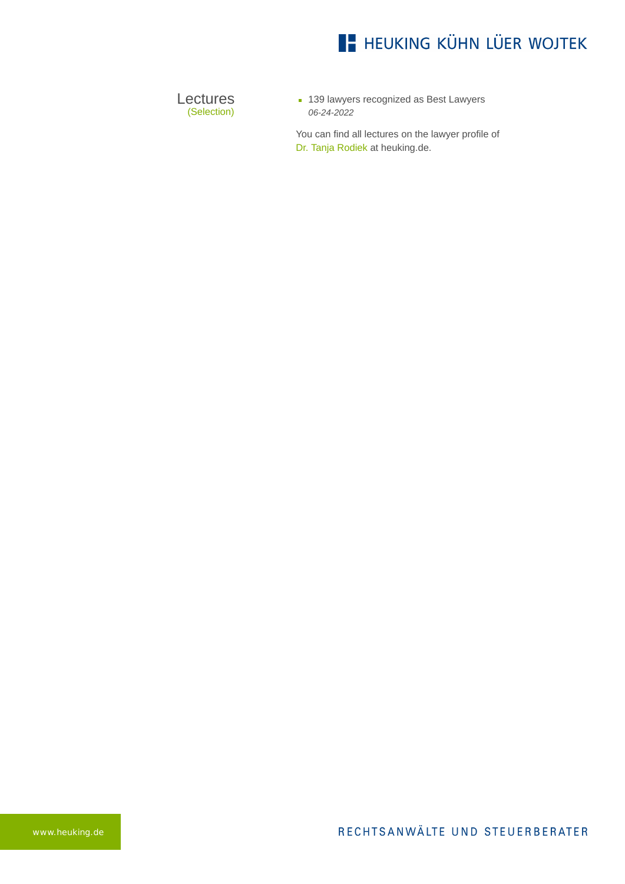## Lectures
(Selection)

- 139 lawyers recognized as Best Lawyers
  *06-24-2022*

You can find all lectures on the lawyer profile of Dr. Tanja Rodiek at heuking.de.